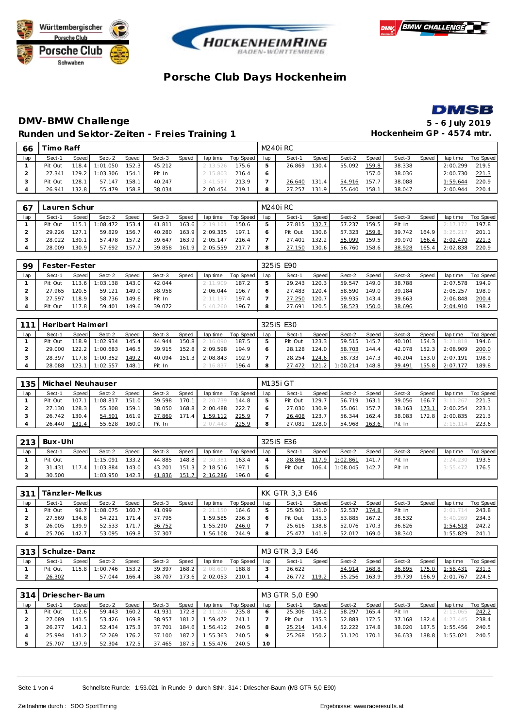# Porsche Club Days Hockenheim

## DMV-BMW Challenge

**5 - 6 July 2019**

### Runden und Sektor-Zeiten - Freies Training 1

**Hockenheim GP - 4574 mtr.**

| 66 | Timo Raff | | | | | | | | M240i RC | | | | | | | | |
|---|---|---|---|---|---|---|---|---|---|---|---|---|---|---|---|---|---|
| lap | Sect-1 | Speed | Sect-2 | Speed | Sect-3 | Speed | lap time | Top Speed | lap | Sect-1 | Speed | Sect-2 | Speed | Sect-3 | Speed | lap time | Top Speed |
| 1 | Pit Out | 118.4 | 1:01.050 | 152.3 | 45.212 | | 2:13.526 | 175.6 | 5 | 26.869 | 130.4 | 55.092 | 159.8 | 38.338 | | 2:00.299 | 219.5 |
| 2 | 27.341 | 129.2 | 1:03.306 | 154.1 | Pit In | | 2:15.803 | 216.4 | 6 | | | | 157.0 | 38.036 | | 2:00.730 | 221.3 |
| 3 | Pit Out | 128.1 | 57.147 | 158.1 | 40.247 | | 3:41.597 | 213.9 | 7 | 26.640 | 131.4 | 54.916 | 157.7 | 38.088 | | 1:59.644 | 220.9 |
| 4 | 26.941 | 132.8 | 55.479 | 158.8 | 38.034 | | 2:00.454 | 219.1 | 8 | 27.257 | 131.9 | 55.640 | 158.1 | 38.047 | | 2:00.944 | 220.4 |

| 67 | Lauren Schur | | | | | | | | M240i RC | | | | | | | | |
|---|---|---|---|---|---|---|---|---|---|---|---|---|---|---|---|---|---|
| lap | Sect-1 | Speed | Sect-2 | Speed | Sect-3 | Speed | lap time | Top Speed | lap | Sect-1 | Speed | Sect-2 | Speed | Sect-3 | Speed | lap time | Top Speed |
| 1 | Pit Out | 115.1 | 1:08.472 | 153.4 | 41.811 | 163.6 | 2:19.101 | 150.6 | 5 | 27.815 | 132.7 | 57.237 | 159.5 | Pit In | | 2:17.172 | 197.8 |
| 2 | 29.226 | 127.1 | 59.829 | 156.7 | 40.280 | 163.9 | 2:09.335 | 197.1 | 6 | Pit Out | 130.6 | 57.323 | 159.8 | 39.742 | 164.9 | 3:25.217 | 201.1 |
| 3 | 28.022 | 130.1 | 57.478 | 157.2 | 39.647 | 163.9 | 2:05.147 | 216.4 | 7 | 27.401 | 132.2 | 55.099 | 159.5 | 39.970 | 166.4 | 2:02.470 | 221.3 |
| 4 | 28.009 | 130.9 | 57.692 | 157.7 | 39.858 | 161.9 | 2:05.559 | 217.7 | 8 | 27.150 | 130.6 | 56.760 | 158.6 | 38.928 | 165.4 | 2:02.838 | 220.9 |

| 99 | Fester-Fester | | | | | | | | 325iS E90 | | | | | | | | |
|---|---|---|---|---|---|---|---|---|---|---|---|---|---|---|---|---|---|
| lap | Sect-1 | Speed | Sect-2 | Speed | Sect-3 | Speed | lap time | Top Speed | lap | Sect-1 | Speed | Sect-2 | Speed | Sect-3 | Speed | lap time | Top Speed |
| 1 | Pit Out | 113.6 | 1:03.138 | 143.0 | 42.044 | | 2:11.909 | 187.2 | 5 | 29.243 | 120.3 | 59.547 | 149.0 | 38.788 | | 2:07.578 | 194.9 |
| 2 | 27.965 | 120.5 | 59.121 | 149.0 | 38.958 | | 2:06.044 | 196.7 | 6 | 27.483 | 120.4 | 58.590 | 149.0 | 39.184 | | 2:05.257 | 198.9 |
| 3 | 27.597 | 118.9 | 58.736 | 149.6 | Pit In | | 2:11.197 | 197.4 | 7 | 27.250 | 120.7 | 59.935 | 143.4 | 39.663 | | 2:06.848 | 200.4 |
| 4 | Pit Out | 117.8 | 59.401 | 149.6 | 39.072 | | 5:40.260 | 196.7 | 8 | 27.691 | 120.5 | 58.523 | 150.0 | 38.696 | | 2:04.910 | 198.2 |

| 111 | Heribert Haimerl | | | | | | | | 325iS E30 | | | | | | | | |
|---|---|---|---|---|---|---|---|---|---|---|---|---|---|---|---|---|---|
| lap | Sect-1 | Speed | Sect-2 | Speed | Sect-3 | Speed | lap time | Top Speed | lap | Sect-1 | Speed | Sect-2 | Speed | Sect-3 | Speed | lap time | Top Speed |
| 1 | Pit Out | 118.9 | 1:02.934 | 145.4 | 44.944 | 150.8 | 2:16.090 | 187.5 | 5 | Pit Out | 123.3 | 59.515 | 145.7 | 40.101 | 154.3 | 3:21.818 | 194.6 |
| 2 | 29.000 | 122.2 | 1:00.683 | 146.5 | 39.915 | 152.8 | 2:09.598 | 194.9 | 6 | 28.128 | 124.0 | 58.703 | 144.4 | 42.078 | 152.3 | 2:08.909 | 200.0 |
| 3 | 28.397 | 117.8 | 1:00.352 | 149.2 | 40.094 | 151.3 | 2:08.843 | 192.9 | 7 | 28.254 | 124.6 | 58.733 | 147.3 | 40.204 | 153.0 | 2:07.191 | 198.9 |
| 4 | 28.088 | 123.1 | 1:02.557 | 148.1 | Pit In | | 2:16.837 | 196.4 | 8 | 27.472 | 121.2 | 1:00.214 | 148.8 | 39.491 | 155.8 | 2:07.177 | 189.8 |

| 135 | Michael Neuhauser | | | | | | | | M135i GT | | | | | | | | |
|---|---|---|---|---|---|---|---|---|---|---|---|---|---|---|---|---|---|
| lap | Sect-1 | Speed | Sect-2 | Speed | Sect-3 | Speed | lap time | Top Speed | lap | Sect-1 | Speed | Sect-2 | Speed | Sect-3 | Speed | lap time | Top Speed |
| 1 | Pit Out | 107.1 | 1:08.817 | 151.0 | 39.598 | 170.1 | 2:20.739 | 144.8 | 5 | Pit Out | 129.7 | 56.719 | 163.1 | 39.056 | 166.7 | 3:11.267 | 221.3 |
| 2 | 27.130 | 128.3 | 55.308 | 159.1 | 38.050 | 168.8 | 2:00.488 | 222.7 | 6 | 27.030 | 130.9 | 55.061 | 157.7 | 38.163 | 173.1 | 2:00.254 | 223.1 |
| 3 | 26.742 | 130.4 | 54.501 | 161.9 | 37.869 | 171.4 | 1:59.112 | 225.9 | 7 | 26.408 | 123.7 | 56.344 | 162.4 | 38.083 | 172.8 | 2:00.835 | 221.3 |
| 4 | 26.440 | 131.4 | 55.628 | 160.0 | Pit In | | 2:07.443 | 225.9 | 8 | 27.081 | 128.0 | 54.968 | 163.6 | Pit In | | 2:15.114 | 223.6 |

| 213 | Bux-Uhl | | | | | | | | 325iS E36 | | | | | | | | |
|---|---|---|---|---|---|---|---|---|---|---|---|---|---|---|---|---|---|
| lap | Sect-1 | Speed | Sect-2 | Speed | Sect-3 | Speed | lap time | Top Speed | lap | Sect-1 | Speed | Sect-2 | Speed | Sect-3 | Speed | lap time | Top Speed |
| 1 | Pit Out | | 1:15.091 | 133.2 | 44.885 | 148.8 | 2:30.381 | 163.4 | 4 | 28.864 | 117.9 | 1:02.861 | 141.7 | Pit In | | 2:24.230 | 193.5 |
| 2 | 31.431 | 117.4 | 1:03.884 | 143.0 | 43.201 | 151.3 | 2:18.516 | 197.1 | 5 | Pit Out | 106.4 | 1:08.045 | 142.7 | Pit In | | 3:55.472 | 176.5 |
| 3 | 30.500 | | 1:03.950 | 142.3 | 41.836 | 151.7 | 2:16.286 | 196.0 | 6 | | | | | | | | |

| 311 | Tänzler-Melkus | | | | | | | | KK GTR 3,3 E46 | | | | | | | | |
|---|---|---|---|---|---|---|---|---|---|---|---|---|---|---|---|---|---|
| lap | Sect-1 | Speed | Sect-2 | Speed | Sect-3 | Speed | lap time | Top Speed | lap | Sect-1 | Speed | Sect-2 | Speed | Sect-3 | Speed | lap time | Top Speed |
| 1 | Pit Out | 96.7 | 1:08.075 | 160.7 | 41.099 | | 2:21.150 | 164.6 | 5 | 25.901 | 141.0 | 52.537 | 174.8 | Pit In | | 2:01.714 | 243.8 |
| 2 | 27.569 | 134.8 | 54.221 | 171.4 | 37.795 | | 1:59.585 | 236.3 | 6 | Pit Out | 135.3 | 53.885 | 167.2 | 38.532 | | 5:40.269 | 234.3 |
| 3 | 26.005 | 139.9 | 52.533 | 171.7 | 36.752 | | 1:55.290 | 246.0 | 7 | 25.616 | 138.8 | 52.076 | 170.3 | 36.826 | | 1:54.518 | 242.2 |
| 4 | 25.706 | 142.7 | 53.095 | 169.8 | 37.307 | | 1:56.108 | 244.9 | 8 | 25.477 | 141.9 | 52.012 | 169.0 | 38.340 | | 1:55.829 | 241.1 |

| 313 | Schulze-Danz | | | | | | | | M3 GTR 3,3 E46 | | | | | | | | |
|---|---|---|---|---|---|---|---|---|---|---|---|---|---|---|---|---|---|
| lap | Sect-1 | Speed | Sect-2 | Speed | Sect-3 | Speed | lap time | Top Speed | lap | Sect-1 | Speed | Sect-2 | Speed | Sect-3 | Speed | lap time | Top Speed |
| 1 | Pit Out | 115.8 | 1:00.746 | 153.2 | 39.397 | 168.2 | 2:08.600 | 188.8 | 3 | 26.622 | | 54.914 | 168.8 | 36.895 | 175.0 | 1:58.431 | 231.3 |
| 2 | 26.302 | | 57.044 | 166.4 | 38.707 | 173.6 | 2:02.053 | 210.1 | 4 | 26.772 | 119.2 | 55.256 | 163.9 | 39.739 | 166.9 | 2:01.767 | 224.5 |

| 314 | Driescher-Baum | | | | | | | | M3 GTR 5,0 E90 | | | | | | | | |
|---|---|---|---|---|---|---|---|---|---|---|---|---|---|---|---|---|---|
| lap | Sect-1 | Speed | Sect-2 | Speed | Sect-3 | Speed | lap time | Top Speed | lap | Sect-1 | Speed | Sect-2 | Speed | Sect-3 | Speed | lap time | Top Speed |
| 1 | Pit Out | 112.6 | 59.443 | 160.2 | 41.931 | 172.8 | 2:11.226 | 235.8 | 6 | 25.306 | 143.2 | 58.297 | 165.4 | Pit In | | 2:13.065 | 242.2 |
| 2 | 27.089 | 141.5 | 53.426 | 169.8 | 38.957 | 181.2 | 1:59.472 | 241.1 | 7 | Pit Out | 135.3 | 52.883 | 172.5 | 37.168 | 182.4 | 4:27.445 | 238.4 |
| 3 | 26.277 | 142.1 | 52.434 | 175.3 | 37.701 | 184.6 | 1:56.412 | 240.5 | 8 | 25.214 | 143.4 | 52.222 | 174.8 | 38.020 | 187.5 | 1:55.456 | 240.5 |
| 4 | 25.994 | 141.2 | 52.269 | 176.2 | 37.100 | 187.2 | 1:55.363 | 240.5 | 9 | 25.268 | 150.2 | 51.120 | 170.1 | 36.633 | 188.8 | 1:53.021 | 240.5 |
| 5 | 25.707 | 137.9 | 52.304 | 172.5 | 37.465 | 187.5 | 1:55.476 | 240.5 | 10 | | | | | | | | |

Schnellste Runde: 1:53.021 in Runde 9 durch StNr. 314 : Driescher-Baum (M3 GTR 5,0 E90)

Zeitnahme durch : SDO SportTiming

Ergebnisse: www.raceresults.at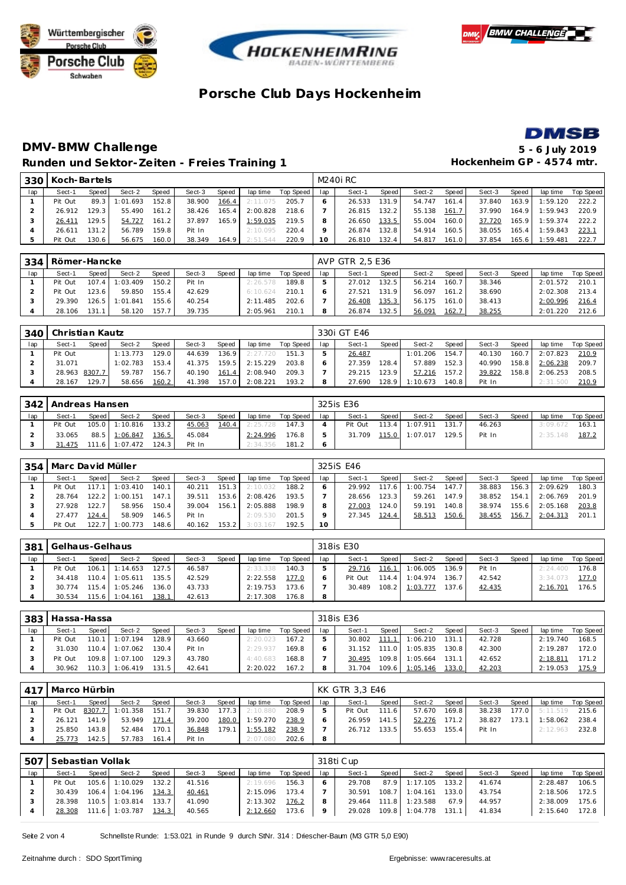# Porsche Club Days Hockenheim

## DMV-BMW Challenge

**Runden und Sektor-Zeiten - Freies Training 1**

**5 - 6 July 2019**
**Hockenheim GP - 4574 mtr.**

| 330 | Koch-Bartels | | | | | | | | M240i RC | | | | | | | | | |
|---|---|---|---|---|---|---|---|---|---|---|---|---|---|---|---|---|---|---|
| lap | Sect-1 | Speed | Sect-2 | Speed | Sect-3 | Speed | lap time | Top Speed | lap | Sect-1 | Speed | Sect-2 | Speed | Sect-3 | Speed | lap time | Top Speed |
| 1 | Pit Out | 89.3 | 1:01.693 | 152.8 | 38.900 | 166.4 | 2:11.075 | 205.7 | 6 | 26.533 | 131.9 | 54.747 | 161.4 | 37.840 | 163.9 | 1:59.120 | 222.2 |
| 2 | 26.912 | 129.3 | 55.490 | 161.2 | 38.426 | 165.4 | 2:00.828 | 218.6 | 7 | 26.815 | 132.2 | 55.138 | 161.7 | 37.990 | 164.9 | 1:59.943 | 220.9 |
| 3 | 26.411 | 129.5 | 54.727 | 161.2 | 37.897 | 165.9 | 1:59.035 | 219.5 | 8 | 26.650 | 133.5 | 55.004 | 160.0 | 37.720 | 165.9 | 1:59.374 | 222.2 |
| 4 | 26.611 | 131.2 | 56.789 | 159.8 | Pit In | | 2:10.095 | 220.4 | 9 | 26.874 | 132.8 | 54.914 | 160.5 | 38.055 | 165.4 | 1:59.843 | 223.1 |
| 5 | Pit Out | 130.6 | 56.675 | 160.0 | 38.349 | 164.9 | 2:51.544 | 220.9 | 10 | 26.810 | 132.4 | 54.817 | 161.0 | 37.854 | 165.6 | 1:59.481 | 222.7 |

| 334 | Römer-Hancke | | | | | | | | AVP GTR 2,5 E36 | | | | | | | | | |
|---|---|---|---|---|---|---|---|---|---|---|---|---|---|---|---|---|---|---|
| lap | Sect-1 | Speed | Sect-2 | Speed | Sect-3 | Speed | lap time | Top Speed | lap | Sect-1 | Speed | Sect-2 | Speed | Sect-3 | Speed | lap time | Top Speed |
| 1 | Pit Out | 107.4 | 1:03.409 | 150.2 | Pit In | | 2:26.578 | 189.8 | 5 | 27.012 | 132.5 | 56.214 | 160.7 | 38.346 | | 2:01.572 | 210.1 |
| 2 | Pit Out | 123.6 | 59.850 | 155.4 | 42.629 | | 6:10.624 | 210.1 | 6 | 27.521 | 131.9 | 56.097 | 161.2 | 38.690 | | 2:02.308 | 213.4 |
| 3 | 29.390 | 126.5 | 1:01.841 | 155.6 | 40.254 | | 2:11.485 | 202.6 | 7 | 26.408 | 135.3 | 56.175 | 161.0 | 38.413 | | 2:00.996 | 216.4 |
| 4 | 28.106 | 131.1 | 58.120 | 157.7 | 39.735 | | 2:05.961 | 210.1 | 8 | 26.874 | 132.5 | 56.091 | 162.7 | 38.255 | | 2:01.220 | 212.6 |

| 340 | Christian Kautz | | | | | | | | 330i GT E46 | | | | | | | | | |
|---|---|---|---|---|---|---|---|---|---|---|---|---|---|---|---|---|---|---|
| lap | Sect-1 | Speed | Sect-2 | Speed | Sect-3 | Speed | lap time | Top Speed | lap | Sect-1 | Speed | Sect-2 | Speed | Sect-3 | Speed | lap time | Top Speed |
| 1 | Pit Out | | 1:13.773 | 129.0 | 44.639 | 136.9 | 2:27.720 | 151.3 | 5 | 26.487 | | 1:01.206 | 154.7 | 40.130 | 160.7 | 2:07.823 | 210.9 |
| 2 | 31.071 | | 1:02.783 | 153.4 | 41.375 | 159.5 | 2:15.229 | 203.8 | 6 | 27.359 | 128.4 | 57.889 | 152.3 | 40.990 | 158.8 | 2:06.238 | 209.7 |
| 3 | 28.963 | 8307.7 | 59.787 | 156.7 | 40.190 | 161.4 | 2:08.940 | 209.3 | 7 | 29.215 | 123.9 | 57.216 | 157.2 | 39.822 | 158.8 | 2:06.253 | 208.5 |
| 4 | 28.167 | 129.7 | 58.656 | 160.2 | 41.398 | 157.0 | 2:08.221 | 193.2 | 8 | 27.690 | 128.9 | 1:10.673 | 140.8 | Pit In | | 2:31.500 | 210.9 |

| 342 | Andreas Hansen | | | | | | | | 325is E36 | | | | | | | | | |
|---|---|---|---|---|---|---|---|---|---|---|---|---|---|---|---|---|---|---|
| lap | Sect-1 | Speed | Sect-2 | Speed | Sect-3 | Speed | lap time | Top Speed | lap | Sect-1 | Speed | Sect-2 | Speed | Sect-3 | Speed | lap time | Top Speed |
| 1 | Pit Out | 105.0 | 1:10.816 | 133.2 | 45.063 | 140.4 | 2:25.728 | 147.3 | 4 | Pit Out | 113.4 | 1:07.911 | 131.7 | 46.263 | | 3:09.672 | 163.1 |
| 2 | 33.065 | 88.5 | 1:06.847 | 136.5 | 45.084 | | 2:24.996 | 176.8 | 5 | 31.709 | 115.0 | 1:07.017 | 129.5 | Pit In | | 2:35.148 | 187.2 |
| 3 | 31.475 | 111.6 | 1:07.472 | 124.3 | Pit In | | 2:34.356 | 181.2 | 6 | | | | | | | | |

| 354 | Marc David Müller | | | | | | | | 325iS E46 | | | | | | | | | |
|---|---|---|---|---|---|---|---|---|---|---|---|---|---|---|---|---|---|---|
| lap | Sect-1 | Speed | Sect-2 | Speed | Sect-3 | Speed | lap time | Top Speed | lap | Sect-1 | Speed | Sect-2 | Speed | Sect-3 | Speed | lap time | Top Speed |
| 1 | Pit Out | 117.1 | 1:03.410 | 140.1 | 40.211 | 151.3 | 2:10.032 | 188.2 | 6 | 29.992 | 117.6 | 1:00.754 | 147.7 | 38.883 | 156.3 | 2:09.629 | 180.3 |
| 2 | 28.764 | 122.2 | 1:00.151 | 147.1 | 39.511 | 153.6 | 2:08.426 | 193.5 | 7 | 28.656 | 123.3 | 59.261 | 147.9 | 38.852 | 154.1 | 2:06.769 | 201.9 |
| 3 | 27.928 | 122.7 | 58.956 | 150.4 | 39.004 | 156.1 | 2:05.888 | 198.9 | 8 | 27.003 | 124.0 | 59.191 | 140.8 | 38.974 | 155.6 | 2:05.168 | 203.8 |
| 4 | 27.477 | 124.4 | 58.909 | 146.5 | Pit In | | 2:09.530 | 201.5 | 9 | 27.345 | 124.4 | 58.513 | 150.6 | 38.455 | 156.7 | 2:04.313 | 201.1 |
| 5 | Pit Out | 122.7 | 1:00.773 | 148.6 | 40.162 | 153.2 | 3:03.167 | 192.5 | 10 | | | | | | | | |

| 381 | Gelhaus-Gelhaus | | | | | | | | 318is E30 | | | | | | | | | |
|---|---|---|---|---|---|---|---|---|---|---|---|---|---|---|---|---|---|---|
| lap | Sect-1 | Speed | Sect-2 | Speed | Sect-3 | Speed | lap time | Top Speed | lap | Sect-1 | Speed | Sect-2 | Speed | Sect-3 | Speed | lap time | Top Speed |
| 1 | Pit Out | 106.1 | 1:14.653 | 127.5 | 46.587 | | 2:33.338 | 140.3 | 5 | 29.716 | 116.1 | 1:06.005 | 136.9 | Pit In | | 2:24.400 | 176.8 |
| 2 | 34.418 | 110.4 | 1:05.611 | 135.5 | 42.529 | | 2:22.558 | 177.0 | 6 | Pit Out | 114.4 | 1:04.974 | 136.7 | 42.542 | | 3:34.073 | 177.0 |
| 3 | 30.774 | 115.4 | 1:05.246 | 136.0 | 43.733 | | 2:19.753 | 173.6 | 7 | 30.489 | 108.2 | 1:03.777 | 137.6 | 42.435 | | 2:16.701 | 176.5 |
| 4 | 30.534 | 115.6 | 1:04.161 | 138.1 | 42.613 | | 2:17.308 | 176.8 | 8 | | | | | | | | |

| 383 | Hassa-Hassa | | | | | | | | 318is E36 | | | | | | | | | |
|---|---|---|---|---|---|---|---|---|---|---|---|---|---|---|---|---|---|---|
| lap | Sect-1 | Speed | Sect-2 | Speed | Sect-3 | Speed | lap time | Top Speed | lap | Sect-1 | Speed | Sect-2 | Speed | Sect-3 | Speed | lap time | Top Speed |
| 1 | Pit Out | 110.1 | 1:07.194 | 128.9 | 43.660 | | 2:20.023 | 167.2 | 5 | 30.802 | 111.1 | 1:06.210 | 131.1 | 42.728 | | 2:19.740 | 168.5 |
| 2 | 31.030 | 110.4 | 1:07.062 | 130.4 | Pit In | | 2:29.937 | 169.8 | 6 | 31.152 | 111.0 | 1:05.835 | 130.8 | 42.300 | | 2:19.287 | 172.0 |
| 3 | Pit Out | 109.8 | 1:07.100 | 129.3 | 43.780 | | 4:40.683 | 168.8 | 7 | 30.495 | 109.8 | 1:05.664 | 131.1 | 42.652 | | 2:18.811 | 171.2 |
| 4 | 30.962 | 110.3 | 1:06.419 | 131.5 | 42.641 | | 2:20.022 | 167.2 | 8 | 31.704 | 109.6 | 1:05.146 | 133.0 | 42.203 | | 2:19.053 | 175.9 |

| 417 | Marco Hürbin | | | | | | | | KK GTR 3,3 E46 | | | | | | | | | |
|---|---|---|---|---|---|---|---|---|---|---|---|---|---|---|---|---|---|---|
| lap | Sect-1 | Speed | Sect-2 | Speed | Sect-3 | Speed | lap time | Top Speed | lap | Sect-1 | Speed | Sect-2 | Speed | Sect-3 | Speed | lap time | Top Speed |
| 1 | Pit Out | 8307.7 | 1:01.358 | 151.7 | 39.830 | 177.3 | 2:10.880 | 208.9 | 5 | Pit Out | 111.6 | 57.670 | 169.8 | 38.238 | 177.0 | 5:11.519 | 215.6 |
| 2 | 26.121 | 141.9 | 53.949 | 171.4 | 39.200 | 180.0 | 1:59.270 | 238.9 | 6 | 26.959 | 141.5 | 52.276 | 171.2 | 38.827 | 173.1 | 1:58.062 | 238.4 |
| 3 | 25.850 | 143.8 | 52.484 | 170.1 | 36.848 | 179.1 | 1:55.182 | 238.9 | 7 | 26.712 | 133.5 | 55.653 | 155.4 | Pit In | | 2:12.963 | 232.8 |
| 4 | 25.773 | 142.5 | 57.783 | 161.4 | Pit In | | 2:07.080 | 202.6 | 8 | | | | | | | | |

| 507 | Sebastian Vollak | | | | | | | | 318ti Cup | | | | | | | | | |
|---|---|---|---|---|---|---|---|---|---|---|---|---|---|---|---|---|---|---|
| lap | Sect-1 | Speed | Sect-2 | Speed | Sect-3 | Speed | lap time | Top Speed | lap | Sect-1 | Speed | Sect-2 | Speed | Sect-3 | Speed | lap time | Top Speed |
| 1 | Pit Out | 105.6 | 1:10.029 | 132.2 | 41.516 | | 2:19.696 | 156.3 | 6 | 29.708 | 87.9 | 1:17.105 | 133.2 | 41.674 | | 2:28.487 | 106.5 |
| 2 | 30.439 | 106.4 | 1:04.196 | 134.3 | 40.461 | | 2:15.096 | 173.4 | 7 | 30.591 | 108.7 | 1:04.161 | 133.0 | 43.754 | | 2:18.506 | 172.5 |
| 3 | 28.398 | 110.5 | 1:03.814 | 133.7 | 41.090 | | 2:13.302 | 176.2 | 8 | 29.464 | 111.8 | 1:23.588 | 67.9 | 44.957 | | 2:38.009 | 175.6 |
| 4 | 28.308 | 111.6 | 1:03.787 | 134.3 | 40.565 | | 2:12.660 | 173.6 | 9 | 29.028 | 109.8 | 1:04.778 | 131.1 | 41.834 | | 2:15.640 | 172.8 |

Schnellste Runde: 1:53.021 in Runde 9 durch StNr. 314 : Driescher-Baum (M3 GTR 5,0 E90)

Zeitnahme durch : SDO SportTiming

Ergebnisse: www.raceresults.at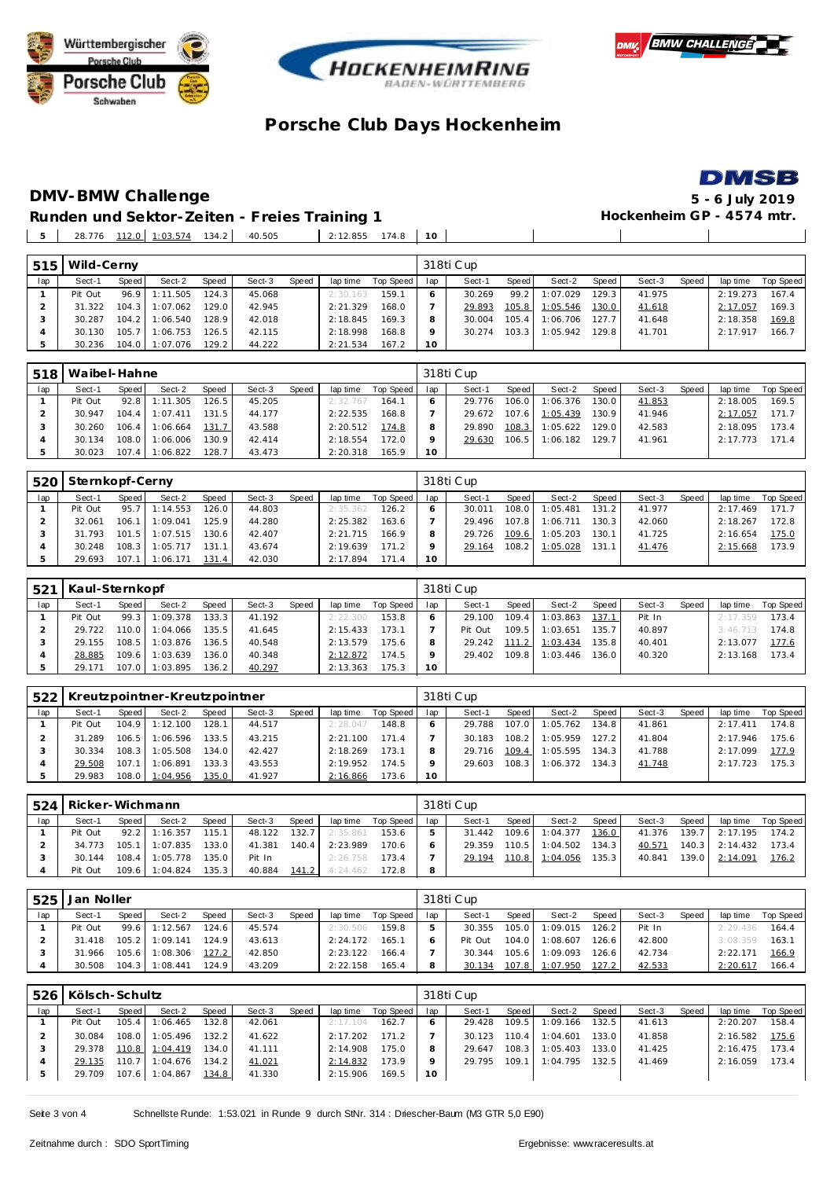# Porsche Club Days Hockenheim

## DMV-BMW Challenge

**Runden und Sektor-Zeiten - Freies Training 1**

5 - 6 July 2019
Hockenheim GP - 4574 mtr.

| 5 | 28.776 | 112.0 | 1:03.574 | 134.2 | 40.505 | | 2:12.855 | 174.8 | 10 | | | | | | | | | |
|---|---|---|---|---|---|---|---|---|---|---|---|---|---|---|---|---|---|---|

| 515 | Wild-Cerny | | | | | | | | 318ti Cup | | | | | | | | | |
|---|---|---|---|---|---|---|---|---|---|---|---|---|---|---|---|---|---|---|
| lap | Sect-1 | Speed | Sect-2 | Speed | Sect-3 | Speed | lap time | Top Speed | lap | Sect-1 | Speed | Sect-2 | Speed | Sect-3 | Speed | lap time | Top Speed |
| 1 | Pit Out | 96.9 | 1:11.505 | 124.3 | 45.068 | | 2:30.163 | 159.1 | 6 | 30.269 | 99.2 | 1:07.029 | 129.3 | 41.975 | | 2:19.273 | 167.4 |
| 2 | 31.322 | 104.3 | 1:07.062 | 129.0 | 42.945 | | 2:21.329 | 168.0 | 7 | 29.893 | 105.8 | 1:05.546 | 130.0 | 41.618 | | 2:17.057 | 169.3 |
| 3 | 30.287 | 104.2 | 1:06.540 | 128.9 | 42.018 | | 2:18.845 | 169.3 | 8 | 30.004 | 105.4 | 1:06.706 | 127.7 | 41.648 | | 2:18.358 | 169.8 |
| 4 | 30.130 | 105.7 | 1:06.753 | 126.5 | 42.115 | | 2:18.998 | 168.8 | 9 | 30.274 | 103.3 | 1:05.942 | 129.8 | 41.701 | | 2:17.917 | 166.7 |
| 5 | 30.236 | 104.0 | 1:07.076 | 129.2 | 44.222 | | 2:21.534 | 167.2 | 10 | | | | | | | | |

| 518 | Waibel-Hahne | | | | | | | | 318ti Cup | | | | | | | | | |
|---|---|---|---|---|---|---|---|---|---|---|---|---|---|---|---|---|---|---|
| lap | Sect-1 | Speed | Sect-2 | Speed | Sect-3 | Speed | lap time | Top Speed | lap | Sect-1 | Speed | Sect-2 | Speed | Sect-3 | Speed | lap time | Top Speed |
| 1 | Pit Out | 92.8 | 1:11.305 | 126.5 | 45.205 | | 2:32.767 | 164.1 | 6 | 29.776 | 106.0 | 1:06.376 | 130.0 | 41.853 | | 2:18.005 | 169.5 |
| 2 | 30.947 | 104.4 | 1:07.411 | 131.5 | 44.177 | | 2:22.535 | 168.8 | 7 | 29.672 | 107.6 | 1:05.439 | 130.9 | 41.946 | | 2:17.057 | 171.7 |
| 3 | 30.260 | 106.4 | 1:06.664 | 131.7 | 43.588 | | 2:20.512 | 174.8 | 8 | 29.890 | 108.3 | 1:05.622 | 129.0 | 42.583 | | 2:18.095 | 173.4 |
| 4 | 30.134 | 108.0 | 1:06.006 | 130.9 | 42.414 | | 2:18.554 | 172.0 | 9 | 29.630 | 106.5 | 1:06.182 | 129.7 | 41.961 | | 2:17.773 | 171.4 |
| 5 | 30.023 | 107.4 | 1:06.822 | 128.7 | 43.473 | | 2:20.318 | 165.9 | 10 | | | | | | | | |

| 520 | Sternkopf-Cerny | | | | | | | | 318ti Cup | | | | | | | | | |
|---|---|---|---|---|---|---|---|---|---|---|---|---|---|---|---|---|---|---|
| lap | Sect-1 | Speed | Sect-2 | Speed | Sect-3 | Speed | lap time | Top Speed | lap | Sect-1 | Speed | Sect-2 | Speed | Sect-3 | Speed | lap time | Top Speed |
| 1 | Pit Out | 95.7 | 1:14.553 | 126.0 | 44.803 | | 2:35.362 | 126.2 | 6 | 30.011 | 108.0 | 1:05.481 | 131.2 | 41.977 | | 2:17.469 | 171.7 |
| 2 | 32.061 | 106.1 | 1:09.041 | 125.9 | 44.280 | | 2:25.382 | 163.6 | 7 | 29.496 | 107.8 | 1:06.711 | 130.3 | 42.060 | | 2:18.267 | 172.8 |
| 3 | 31.793 | 101.5 | 1:07.515 | 130.6 | 42.407 | | 2:21.715 | 166.9 | 8 | 29.726 | 109.6 | 1:05.203 | 130.1 | 41.725 | | 2:16.654 | 175.0 |
| 4 | 30.248 | 108.3 | 1:05.717 | 131.1 | 43.674 | | 2:19.639 | 171.2 | 9 | 29.164 | 108.2 | 1:05.028 | 131.1 | 41.476 | | 2:15.668 | 173.9 |
| 5 | 29.693 | 107.1 | 1:06.171 | 131.4 | 42.030 | | 2:17.894 | 171.4 | 10 | | | | | | | | |

| 521 | Kaul-Sternkopf | | | | | | | | 318ti Cup | | | | | | | | | |
|---|---|---|---|---|---|---|---|---|---|---|---|---|---|---|---|---|---|---|
| lap | Sect-1 | Speed | Sect-2 | Speed | Sect-3 | Speed | lap time | Top Speed | lap | Sect-1 | Speed | Sect-2 | Speed | Sect-3 | Speed | lap time | Top Speed |
| 1 | Pit Out | 99.3 | 1:09.378 | 133.3 | 41.192 | | 2:22.300 | 153.8 | 6 | 29.100 | 109.4 | 1:03.863 | 137.1 | Pit In | | 2:17.359 | 173.4 |
| 2 | 29.722 | 110.0 | 1:04.066 | 135.5 | 41.645 | | 2:15.433 | 173.1 | 7 | Pit Out | 109.5 | 1:03.651 | 135.7 | 40.897 | | 3:46.713 | 174.8 |
| 3 | 29.155 | 108.5 | 1:03.876 | 136.5 | 40.548 | | 2:13.579 | 175.6 | 8 | 29.242 | 111.2 | 1:03.434 | 135.8 | 40.401 | | 2:13.077 | 177.6 |
| 4 | 28.885 | 109.6 | 1:03.639 | 136.0 | 40.348 | | 2:12.872 | 174.5 | 9 | 29.402 | 109.8 | 1:03.446 | 136.0 | 40.320 | | 2:13.168 | 173.4 |
| 5 | 29.171 | 107.0 | 1:03.895 | 136.2 | 40.297 | | 2:13.363 | 175.3 | 10 | | | | | | | | |

| 522 | Kreutzpointner-Kreutzpointner | | | | | | | | 318ti Cup | | | | | | | | | |
|---|---|---|---|---|---|---|---|---|---|---|---|---|---|---|---|---|---|---|
| lap | Sect-1 | Speed | Sect-2 | Speed | Sect-3 | Speed | lap time | Top Speed | lap | Sect-1 | Speed | Sect-2 | Speed | Sect-3 | Speed | lap time | Top Speed |
| 1 | Pit Out | 104.9 | 1:12.100 | 128.1 | 44.517 | | 2:28.047 | 148.8 | 6 | 29.788 | 107.0 | 1:05.762 | 134.8 | 41.861 | | 2:17.411 | 174.8 |
| 2 | 31.289 | 106.5 | 1:06.596 | 133.5 | 43.215 | | 2:21.100 | 171.4 | 7 | 30.183 | 108.2 | 1:05.959 | 127.2 | 41.804 | | 2:17.946 | 175.6 |
| 3 | 30.334 | 108.3 | 1:05.508 | 134.0 | 42.427 | | 2:18.269 | 173.1 | 8 | 29.716 | 108.4 | 1:05.595 | 134.3 | 41.788 | | 2:17.099 | 177.9 |
| 4 | 29.508 | 107.1 | 1:06.891 | 133.3 | 43.553 | | 2:19.952 | 174.5 | 9 | 29.603 | 108.3 | 1:06.372 | 134.3 | 41.748 | | 2:17.723 | 175.3 |
| 5 | 29.983 | 108.0 | 1:04.956 | 135.0 | 41.927 | | 2:16.866 | 173.6 | 10 | | | | | | | | |

| 524 | Ricker-Wichmann | | | | | | | | 318ti Cup | | | | | | | | | |
|---|---|---|---|---|---|---|---|---|---|---|---|---|---|---|---|---|---|---|
| lap | Sect-1 | Speed | Sect-2 | Speed | Sect-3 | Speed | lap time | Top Speed | lap | Sect-1 | Speed | Sect-2 | Speed | Sect-3 | Speed | lap time | Top Speed |
| 1 | Pit Out | 92.2 | 1:16.357 | 115.1 | 48.122 | 132.7 | 2:35.861 | 153.6 | 5 | 31.442 | 109.6 | 1:04.377 | 136.0 | 41.376 | 139.7 | 2:17.195 | 174.2 |
| 2 | 34.773 | 105.1 | 1:07.835 | 133.0 | 41.381 | 140.4 | 2:23.989 | 170.6 | 6 | 29.359 | 110.5 | 1:04.502 | 134.3 | 40.571 | 140.3 | 2:14.432 | 173.4 |
| 3 | 30.144 | 108.4 | 1:05.778 | 135.0 | Pit In | | 2:26.758 | 173.4 | 7 | 29.194 | 110.8 | 1:04.056 | 135.3 | 40.841 | 139.0 | 2:14.091 | 176.2 |
| 4 | Pit Out | 109.6 | 1:04.824 | 135.3 | 40.884 | 141.2 | 4:24.462 | 172.8 | 8 | | | | | | | | |

| 525 | Jan Noller | | | | | | | | 318ti Cup | | | | | | | | | |
|---|---|---|---|---|---|---|---|---|---|---|---|---|---|---|---|---|---|---|
| lap | Sect-1 | Speed | Sect-2 | Speed | Sect-3 | Speed | lap time | Top Speed | lap | Sect-1 | Speed | Sect-2 | Speed | Sect-3 | Speed | lap time | Top Speed |
| 1 | Pit Out | 99.6 | 1:12.567 | 124.6 | 45.574 | | 2:30.506 | 159.8 | 5 | 30.355 | 105.0 | 1:09.015 | 126.2 | Pit In | | 2:29.436 | 164.4 |
| 2 | 31.418 | 105.2 | 1:09.141 | 124.9 | 43.613 | | 2:24.172 | 165.1 | 6 | Pit Out | 104.0 | 1:08.607 | 126.6 | 42.800 | | 3:08.359 | 163.1 |
| 3 | 31.966 | 105.6 | 1:08.306 | 127.2 | 42.850 | | 2:23.122 | 166.4 | 7 | 30.344 | 105.6 | 1:09.093 | 126.6 | 42.734 | | 2:22.171 | 166.9 |
| 4 | 30.508 | 104.3 | 1:08.441 | 124.9 | 43.209 | | 2:22.158 | 165.4 | 8 | 30.134 | 107.8 | 1:07.950 | 127.2 | 42.533 | | 2:20.617 | 166.4 |

| 526 | Kölsch-Schultz | | | | | | | | 318ti Cup | | | | | | | | | |
|---|---|---|---|---|---|---|---|---|---|---|---|---|---|---|---|---|---|---|
| lap | Sect-1 | Speed | Sect-2 | Speed | Sect-3 | Speed | lap time | Top Speed | lap | Sect-1 | Speed | Sect-2 | Speed | Sect-3 | Speed | lap time | Top Speed |
| 1 | Pit Out | 105.4 | 1:06.465 | 132.8 | 42.061 | | 2:17.104 | 162.7 | 6 | 29.428 | 109.5 | 1:09.166 | 132.5 | 41.613 | | 2:20.207 | 158.4 |
| 2 | 30.084 | 108.0 | 1:05.496 | 132.2 | 41.622 | | 2:17.202 | 171.2 | 7 | 30.123 | 110.4 | 1:04.601 | 133.0 | 41.858 | | 2:16.582 | 175.6 |
| 3 | 29.378 | 110.8 | 1:04.419 | 134.0 | 41.111 | | 2:14.908 | 175.0 | 8 | 29.647 | 108.3 | 1:05.403 | 133.0 | 41.425 | | 2:16.475 | 173.4 |
| 4 | 29.135 | 110.7 | 1:04.676 | 134.2 | 41.021 | | 2:14.832 | 173.9 | 9 | 29.795 | 109.1 | 1:04.795 | 132.5 | 41.469 | | 2:16.059 | 173.4 |
| 5 | 29.709 | 107.6 | 1:04.867 | 134.8 | 41.330 | | 2:15.906 | 169.5 | 10 | | | | | | | | |

Schnellste Runde: 1:53.021 in Runde 9 durch StNr. 314 : Driescher-Baum (M3 GTR 5,0 E90)

Zeitnahme durch : SDO SportTiming

Ergebnisse: www.raceresults.at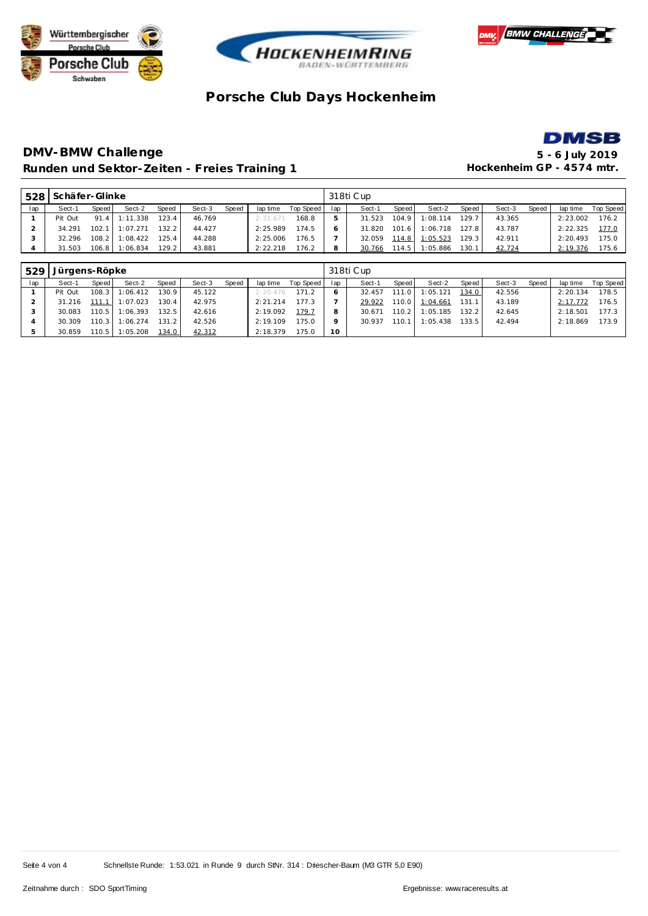# Porsche Club Days Hockenheim

## DMV-BMW Challenge

**Runden und Sektor-Zeiten - Freies Training 1**

**5 - 6 July 2019**

**Hockenheim GP - 4574 mtr.**

| 528 | Schäfer-Glinke | | | | | | | | 318ti Cup | | | | | | | | |
|---|---|---|---|---|---|---|---|---|---|---|---|---|---|---|---|---|---|
| lap | Sect-1 | Speed | Sect-2 | Speed | Sect-3 | Speed | lap time | Top Speed | lap | Sect-1 | Speed | Sect-2 | Speed | Sect-3 | Speed | lap time | Top Speed |
| 1 | Pit Out | 91.4 | 1:11.338 | 123.4 | 46.769 | | 2:31.671 | 168.8 | 5 | 31.523 | 104.9 | 1:08.114 | 129.7 | 43.365 | | 2:23.002 | 176.2 |
| 2 | 34.291 | 102.1 | 1:07.271 | 132.2 | 44.427 | | 2:25.989 | 174.5 | 6 | 31.820 | 101.6 | 1:06.718 | 127.8 | 43.787 | | 2:22.325 | 177.0 |
| 3 | 32.296 | 108.2 | 1:08.422 | 125.4 | 44.288 | | 2:25.006 | 176.5 | 7 | 32.059 | 114.8 | 1:05.523 | 129.3 | 42.911 | | 2:20.493 | 175.0 |
| 4 | 31.503 | 106.8 | 1:06.834 | 129.2 | 43.881 | | 2:22.218 | 176.2 | 8 | 30.766 | 114.5 | 1:05.886 | 130.1 | 42.724 | | 2:19.376 | 175.6 |

| 529 | Jürgens-Röpke | | | | | | | | 318ti Cup | | | | | | | | |
|---|---|---|---|---|---|---|---|---|---|---|---|---|---|---|---|---|---|
| lap | Sect-1 | Speed | Sect-2 | Speed | Sect-3 | Speed | lap time | Top Speed | lap | Sect-1 | Speed | Sect-2 | Speed | Sect-3 | Speed | lap time | Top Speed |
| 1 | Pit Out | 108.3 | 1:06.412 | 130.9 | 45.122 | | 2:20.476 | 171.2 | 6 | 32.457 | 111.0 | 1:05.121 | 134.0 | 42.556 | | 2:20.134 | 178.5 |
| 2 | 31.216 | 111.1 | 1:07.023 | 130.4 | 42.975 | | 2:21.214 | 177.3 | 7 | 29.922 | 110.0 | 1:04.661 | 131.1 | 43.189 | | 2:17.772 | 176.5 |
| 3 | 30.083 | 110.5 | 1:06.393 | 132.5 | 42.616 | | 2:19.092 | 179.7 | 8 | 30.671 | 110.2 | 1:05.185 | 132.2 | 42.645 | | 2:18.501 | 177.3 |
| 4 | 30.309 | 110.3 | 1:06.274 | 131.2 | 42.526 | | 2:19.109 | 175.0 | 9 | 30.937 | 110.1 | 1:05.438 | 133.5 | 42.494 | | 2:18.869 | 173.9 |
| 5 | 30.859 | 110.5 | 1:05.208 | 134.0 | 42.312 | | 2:18.379 | 175.0 | 10 | | | | | | | | |

Schnellste Runde: 1:53.021 in Runde 9 durch StNr. 314 : Driescher-Baum (M3 GTR 5,0 E90)

Zeitnahme durch : SDO SportTiming

Ergebnisse: www.raceresults.at